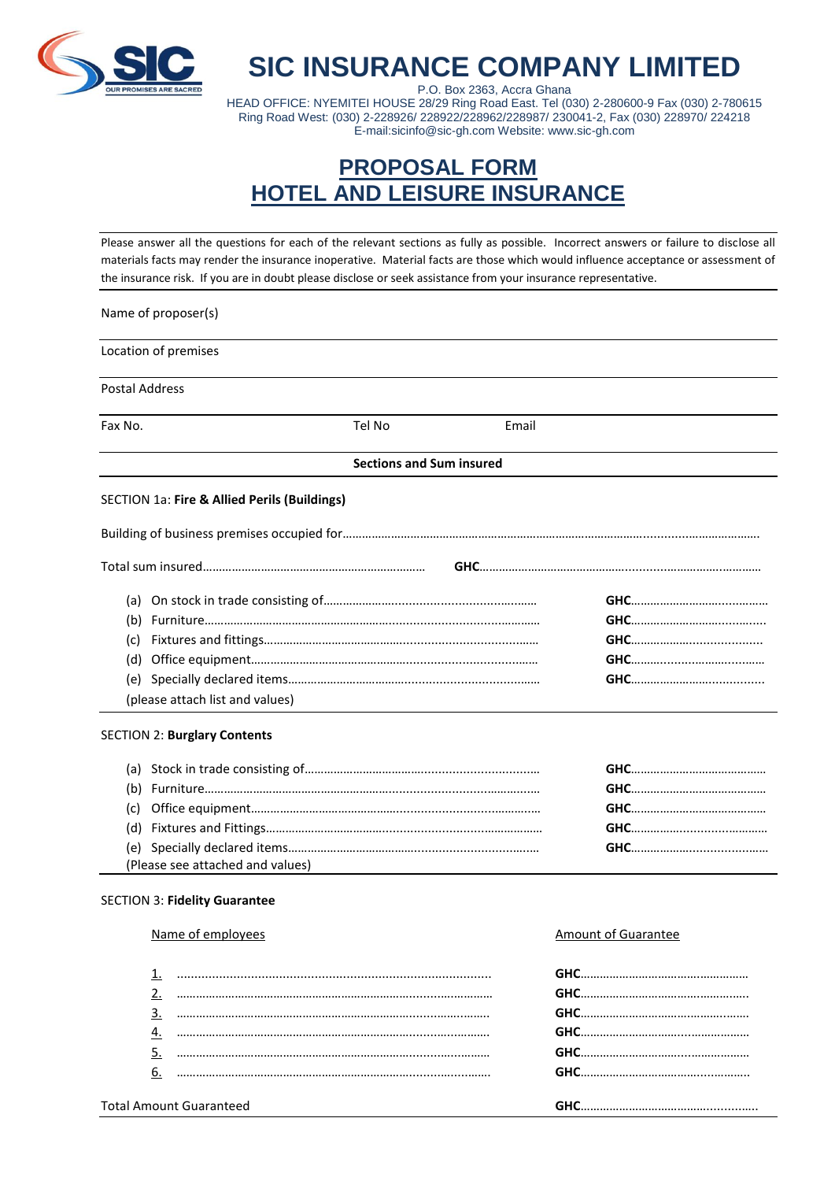# SIC INSURANCE COMPANY LIMITED

P.O. Box 2363, Accra Ghana
HEAD OFFICE: NYEMITEI HOUSE 28/29 Ring Road East. Tel (030) 2-280600-9 Fax (030) 2-780615
Ring Road West: (030) 2-228926/ 228922/228962/228987/ 230041-2, Fax (030) 228970/ 224218
E-mail:sicinfo@sic-gh.com Website: www.sic-gh.com

## PROPOSAL FORM
## HOTEL AND LEISURE INSURANCE

Please answer all the questions for each of the relevant sections as fully as possible. Incorrect answers or failure to disclose all materials facts may render the insurance inoperative. Material facts are those which would influence acceptance or assessment of the insurance risk. If you are in doubt please disclose or seek assistance from your insurance representative.

Name of proposer(s)

Location of premises

Postal Address

Fax No. Tel No Email

**Sections and Sum insured**

SECTION 1a: **Fire & Allied Perils (Buildings)**

Building of business premises occupied for…………………………………………………………………………

Total sum insured……………………………………………… **GHC**……………………………………………

(a) On stock in trade consisting of………………………………………… **GHC**……………………………
(b) Furniture………………………………………………………………… **GHC**……………………………
(c) Fixtures and fittings…………………………………………………… **GHC**……………………………
(d) Office equipment……………………………………………………… **GHC**……………………………
(e) Specially declared items……………………………………………… **GHC**……………………………
(please attach list and values)

SECTION 2: **Burglary Contents**

(a) Stock in trade consisting of…………………………………………… **GHC**……………………………
(b) Furniture………………………………………………………………… **GHC**……………………………
(c) Office equipment……………………………………………………… **GHC**……………………………
(d) Fixtures and Fittings…………………………………………………… **GHC**……………………………
(e) Specially declared items……………………………………………… **GHC**……………………………
(Please see attached and values)

SECTION 3: **Fidelity Guarantee**

| Name of employees | Amount of Guarantee |
|---|---|
| 1. ……………………………………………………… | **GHC**…………………………………… |
| 2. ……………………………………………………… | **GHC**…………………………………… |
| 3. ……………………………………………………… | **GHC**…………………………………… |
| 4. ……………………………………………………… | **GHC**…………………………………… |
| 5. ……………………………………………………… | **GHC**…………………………………… |
| 6. ……………………………………………………… | **GHC**…………………………………… |

Total Amount Guaranteed **GHC**……………………………………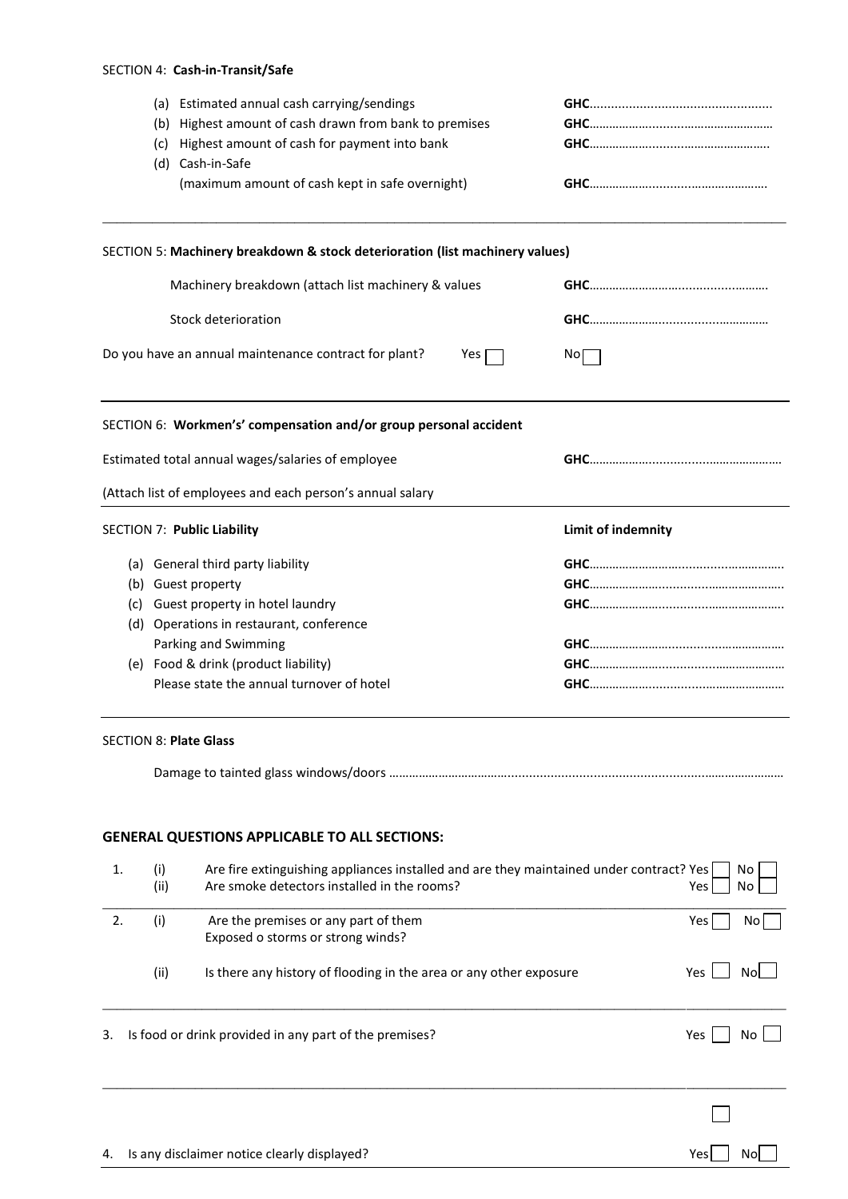SECTION 4: **Cash-in-Transit/Safe**

(a) Estimated annual cash carrying/sendings **GHC**...................................................

(b) Highest amount of cash drawn from bank to premises **GHC**...................................................

(c) Highest amount of cash for payment into bank **GHC**...................................................

(d) Cash-in-Safe
(maximum amount of cash kept in safe overnight) **GHC**...................................................

---

SECTION 5: **Machinery breakdown & stock deterioration (list machinery values)**

Machinery breakdown (attach list machinery & values **GHC**...................................................

Stock deterioration **GHC**...................................................

Do you have an annual maintenance contract for plant? Yes ☐ No ☐

---

SECTION 6: **Workmen's' compensation and/or group personal accident**

Estimated total annual wages/salaries of employee **GHC**...................................................

(Attach list of employees and each person's annual salary

---

SECTION 7: **Public Liability** **Limit of indemnity**

(a) General third party liability **GHC**...................................................

(b) Guest property **GHC**...................................................

(c) Guest property in hotel laundry **GHC**...................................................

(d) Operations in restaurant, conference
Parking and Swimming **GHC**...................................................

(e) Food & drink (product liability) **GHC**...................................................
Please state the annual turnover of hotel **GHC**...................................................

---

SECTION 8: **Plate Glass**

Damage to tainted glass windows/doors ...................................................................................................

### GENERAL QUESTIONS APPLICABLE TO ALL SECTIONS:

1. (i) Are fire extinguishing appliances installed and are they maintained under contract? Yes ☐ No ☐
   (ii) Are smoke detectors installed in the rooms? Yes ☐ No ☐

---

2. (i) Are the premises or any part of them
   Exposed o storms or strong winds? Yes ☐ No ☐

   (ii) Is there any history of flooding in the area or any other exposure Yes ☐ No ☐

---

3. Is food or drink provided in any part of the premises? Yes ☐ No ☐

---

☐

4. Is any disclaimer notice clearly displayed? Yes ☐ No ☐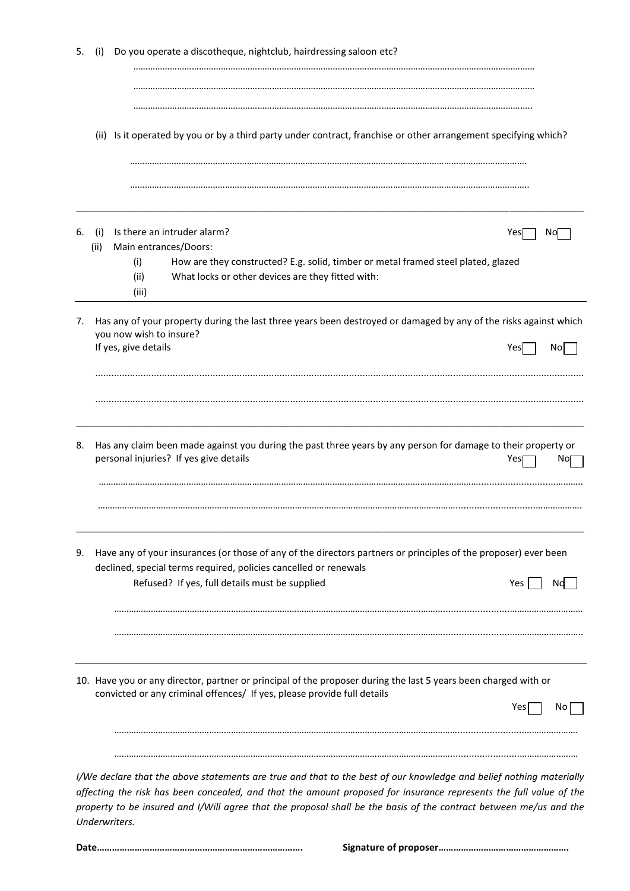5. (i) Do you operate a discotheque, nightclub, hairdressing saloon etc?

   …………………………………………………………………………………………………………………………………………………

   …………………………………………………………………………………………………………………………………………………

   …………………………………………………………………………………………………………………………………………………..

   (ii) Is it operated by you or by a third party under contract, franchise or other arrangement specifying which?

   …………………………………………………………………………………………………………………………………………………

   …………………………………………………………………………………………………………………………………………………..

---

6. (i) Is there an intruder alarm? Yes ☐ No ☐
   (ii) Main entrances/Doors:
   - (i) How are they constructed? E.g. solid, timber or metal framed steel plated, glazed
   - (ii) What locks or other devices are they fitted with:
   - (iii)

---

7. Has any of your property during the last three years been destroyed or damaged by any of the risks against which you now wish to insure?
   If yes, give details Yes ☐ No ☐

   ......................................................................................................................................................................

   ......................................................................................................................................................................

---

8. Has any claim been made against you during the past three years by any person for damage to their property or personal injuries? If yes give details Yes ☐ No ☐

   ……………………………………………………………………………………………………………………………………………………

   ……………………………………………………………………………………………………………………………………………………

---

9. Have any of your insurances (or those of any of the directors partners or principles of the proposer) ever been declined, special terms required, policies cancelled or renewals
   Refused? If yes, full details must be supplied Yes ☐ No ☐

   ……………………………………………………………………………………………………………………………………………………

   ……………………………………………………………………………………………………………………………………………………

---

10. Have you or any director, partner or principal of the proposer during the last 5 years been charged with or convicted or any criminal offences/ If yes, please provide full details
    Yes ☐ No ☐

    ……………………………………………………………………………………………………………………………………………………

    ……………………………………………………………………………………………………………………………………………………

*I/We declare that the above statements are true and that to the best of our knowledge and belief nothing materially affecting the risk has been concealed, and that the amount proposed for insurance represents the full value of the property to be insured and I/Will agree that the proposal shall be the basis of the contract between me/us and the Underwriters.*

**Date…………………………………………………………………….** **Signature of proposer…………………………………………….**